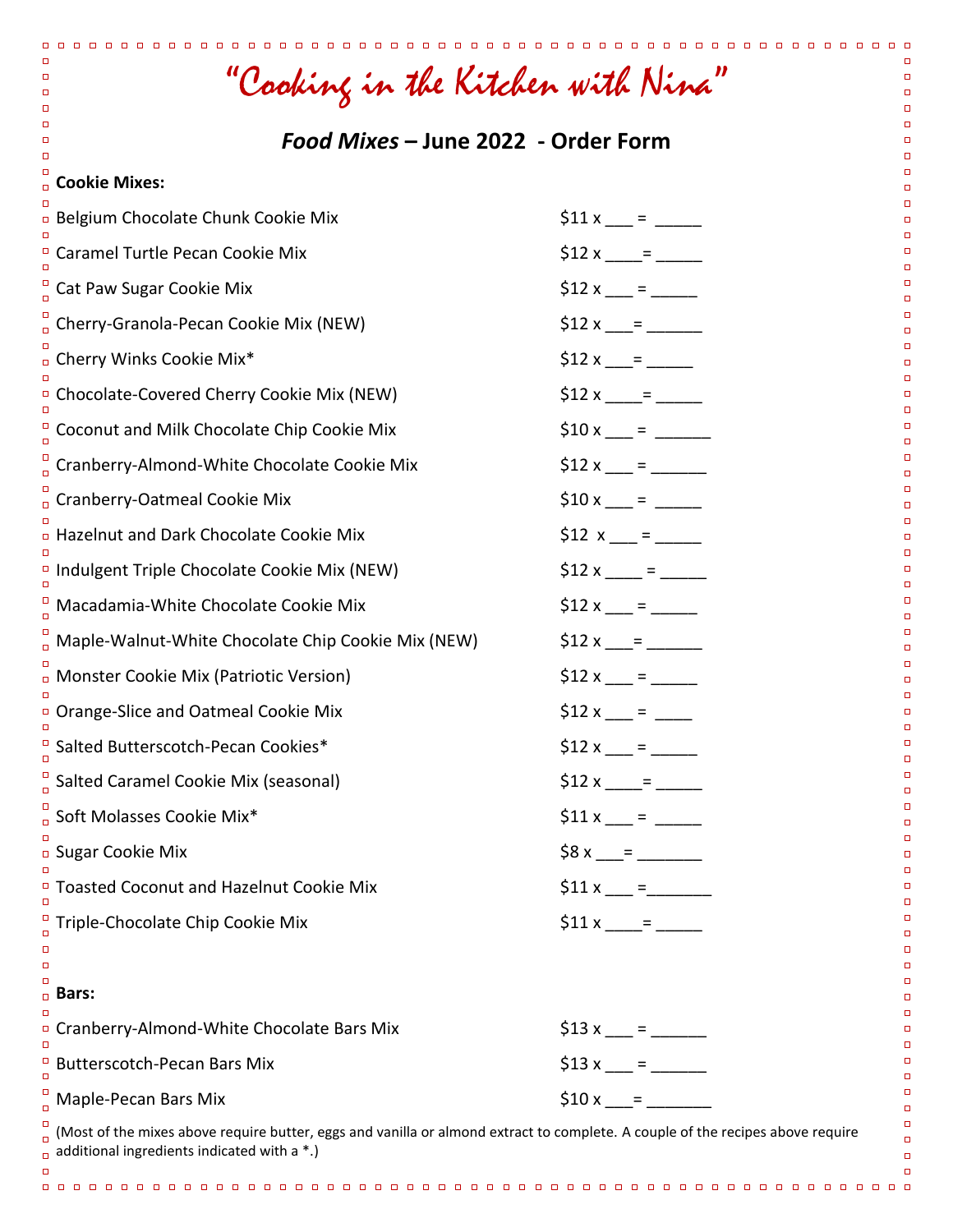# "Cooking in the Kitchen with Nina"

## *Food Mixes* – June 2022 - Order Form

**Cookie Mixes:**

| | |
|---|---|
| Belgium Chocolate Chunk Cookie Mix | $11 x ___ = _____ |
| Caramel Turtle Pecan Cookie Mix | $12 x ____= _____ |
| Cat Paw Sugar Cookie Mix | $12 x ___ = _____ |
| Cherry-Granola-Pecan Cookie Mix (NEW) | $12 x ___= ______ |
| Cherry Winks Cookie Mix* | $12 x ___= _____ |
| Chocolate-Covered Cherry Cookie Mix (NEW) | $12 x ____= _____ |
| Coconut and Milk Chocolate Chip Cookie Mix | $10 x ___ = ______ |
| Cranberry-Almond-White Chocolate Cookie Mix | $12 x ___ = ______ |
| Cranberry-Oatmeal Cookie Mix | $10 x ___ = _____ |
| Hazelnut and Dark Chocolate Cookie Mix | $12 x ___ = _____ |
| Indulgent Triple Chocolate Cookie Mix (NEW) | $12 x ____ = _____ |
| Macadamia-White Chocolate Cookie Mix | $12 x ___ = _____ |
| Maple-Walnut-White Chocolate Chip Cookie Mix (NEW) | $12 x ___= ______ |
| Monster Cookie Mix (Patriotic Version) | $12 x ___ = _____ |
| Orange-Slice and Oatmeal Cookie Mix | $12 x ___ = ____ |
| Salted Butterscotch-Pecan Cookies* | $12 x ___ = _____ |
| Salted Caramel Cookie Mix (seasonal) | $12 x ____= _____ |
| Soft Molasses Cookie Mix* | $11 x ___ = _____ |
| Sugar Cookie Mix | $8 x ___= _______ |
| Toasted Coconut and Hazelnut Cookie Mix | $11 x ___ =_______ |
| Triple-Chocolate Chip Cookie Mix | $11 x ____= _____ |

**Bars:**

| | |
|---|---|
| Cranberry-Almond-White Chocolate Bars Mix | $13 x ___ = ______ |
| Butterscotch-Pecan Bars Mix | $13 x ___ = ______ |
| Maple-Pecan Bars Mix | $10 x ___= _______ |

(Most of the mixes above require butter, eggs and vanilla or almond extract to complete. A couple of the recipes above require additional ingredients indicated with a *.)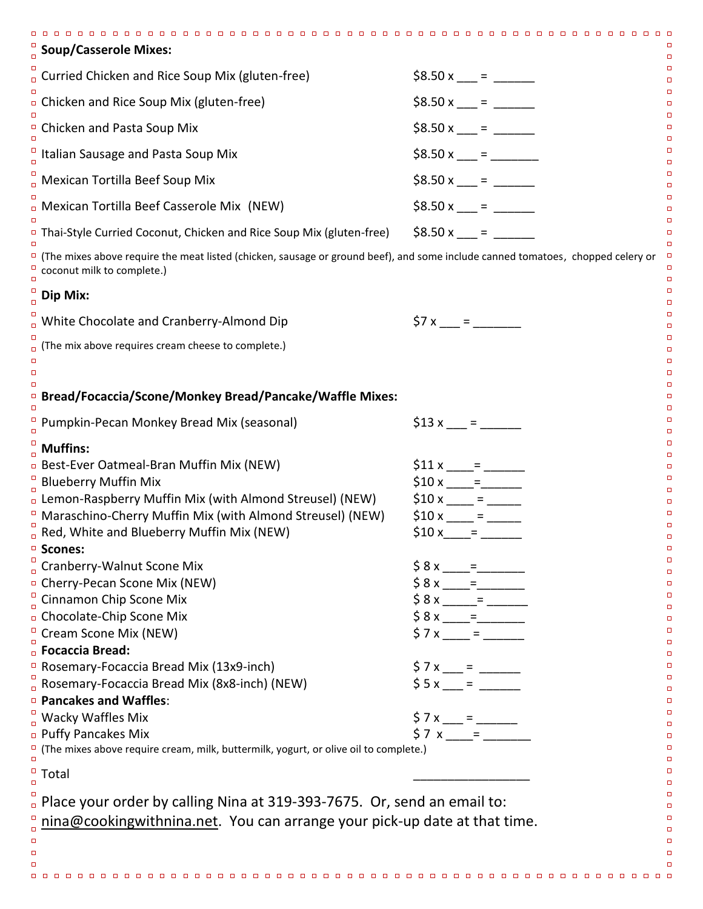**Soup/Casserole Mixes:**

| | |
|---|---|
| Curried Chicken and Rice Soup Mix (gluten-free) | $8.50 x ___ = ______ |
| Chicken and Rice Soup Mix (gluten-free) | $8.50 x ___ = ______ |
| Chicken and Pasta Soup Mix | $8.50 x ___ = ______ |
| Italian Sausage and Pasta Soup Mix | $8.50 x ___ = _______ |
| Mexican Tortilla Beef Soup Mix | $8.50 x ___ = ______ |
| Mexican Tortilla Beef Casserole Mix (NEW) | $8.50 x ___ = ______ |
| Thai-Style Curried Coconut, Chicken and Rice Soup Mix (gluten-free) | $8.50 x ___ = ______ |

(The mixes above require the meat listed (chicken, sausage or ground beef), and some include canned tomatoes, chopped celery or coconut milk to complete.)

**Dip Mix:**

| | |
|---|---|
| White Chocolate and Cranberry-Almond Dip | $7 x ___ = _______ |

(The mix above requires cream cheese to complete.)

**Bread/Focaccia/Scone/Monkey Bread/Pancake/Waffle Mixes:**

| | |
|---|---|
| Pumpkin-Pecan Monkey Bread Mix (seasonal) | $13 x ___ = ______ |
| **Muffins:** | |
| Best-Ever Oatmeal-Bran Muffin Mix (NEW) | $11 x ____= ______ |
| Blueberry Muffin Mix | $10 x ____=______ |
| Lemon-Raspberry Muffin Mix (with Almond Streusel) (NEW) | $10 x ____ = _____ |
| Maraschino-Cherry Muffin Mix (with Almond Streusel) (NEW) | $10 x ____ = _____ |
| Red, White and Blueberry Muffin Mix (NEW) | $10 x____= ______ |
| **Scones:** | |
| Cranberry-Walnut Scone Mix | $ 8 x ____=_______ |
| Cherry-Pecan Scone Mix (NEW) | $ 8 x ____=_______ |
| Cinnamon Chip Scone Mix | $ 8 x _____= ______ |
| Chocolate-Chip Scone Mix | $ 8 x ____=_______ |
| Cream Scone Mix (NEW) | $ 7 x ____ = ______ |
| **Focaccia Bread:** | |
| Rosemary-Focaccia Bread Mix (13x9-inch) | $ 7 x ___ = ______ |
| Rosemary-Focaccia Bread Mix (8x8-inch) (NEW) | $ 5 x ___ = ______ |
| **Pancakes and Waffles**: | |
| Wacky Waffles Mix | $ 7 x ___ = ______ |
| Puffy Pancakes Mix | $ 7 x ____= _______ |

(The mixes above require cream, milk, buttermilk, yogurt, or olive oil to complete.)

Total _________________

Place your order by calling Nina at 319-393-7675. Or, send an email to: nina@cookingwithnina.net. You can arrange your pick-up date at that time.